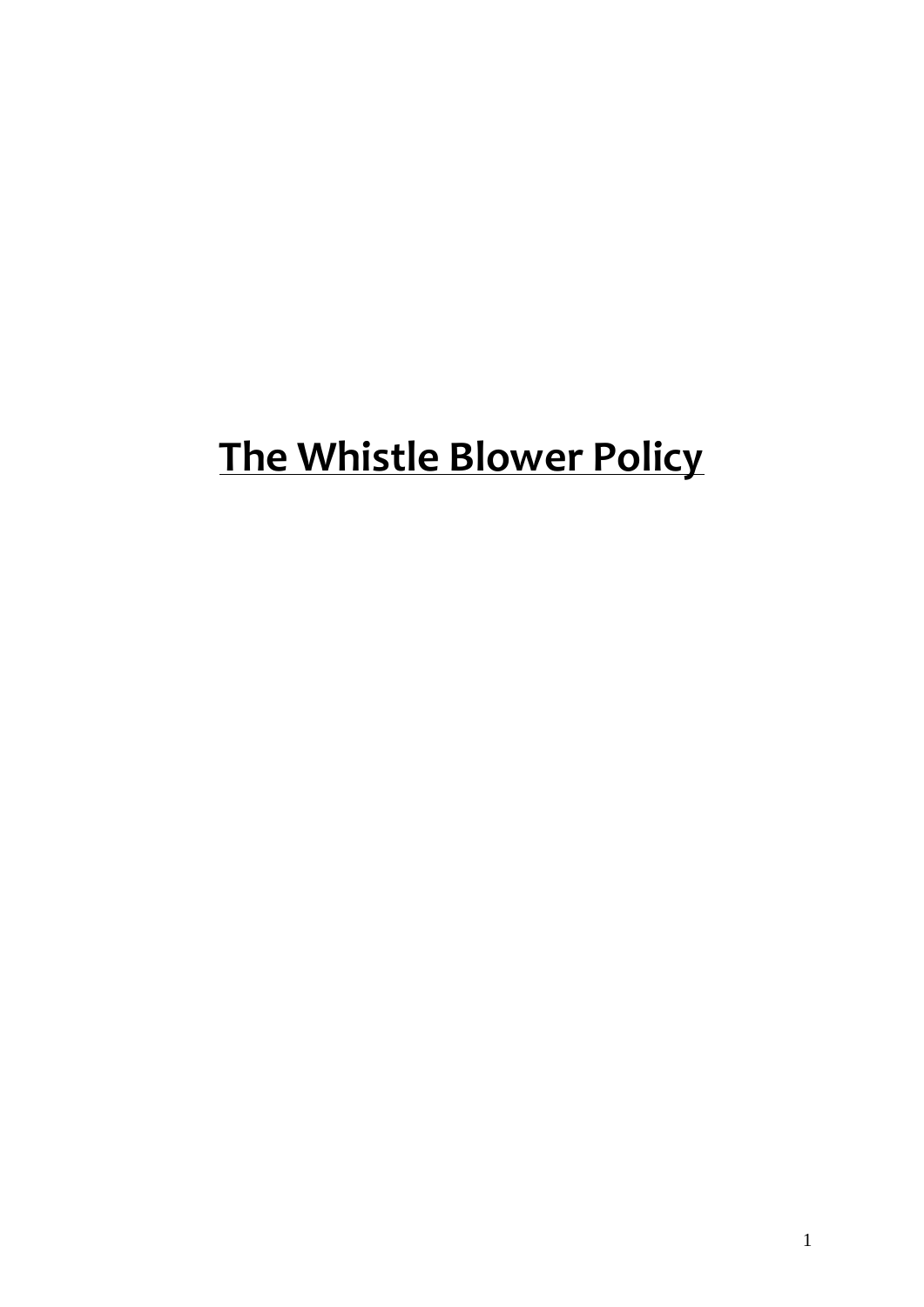# The Whistle Blower Policy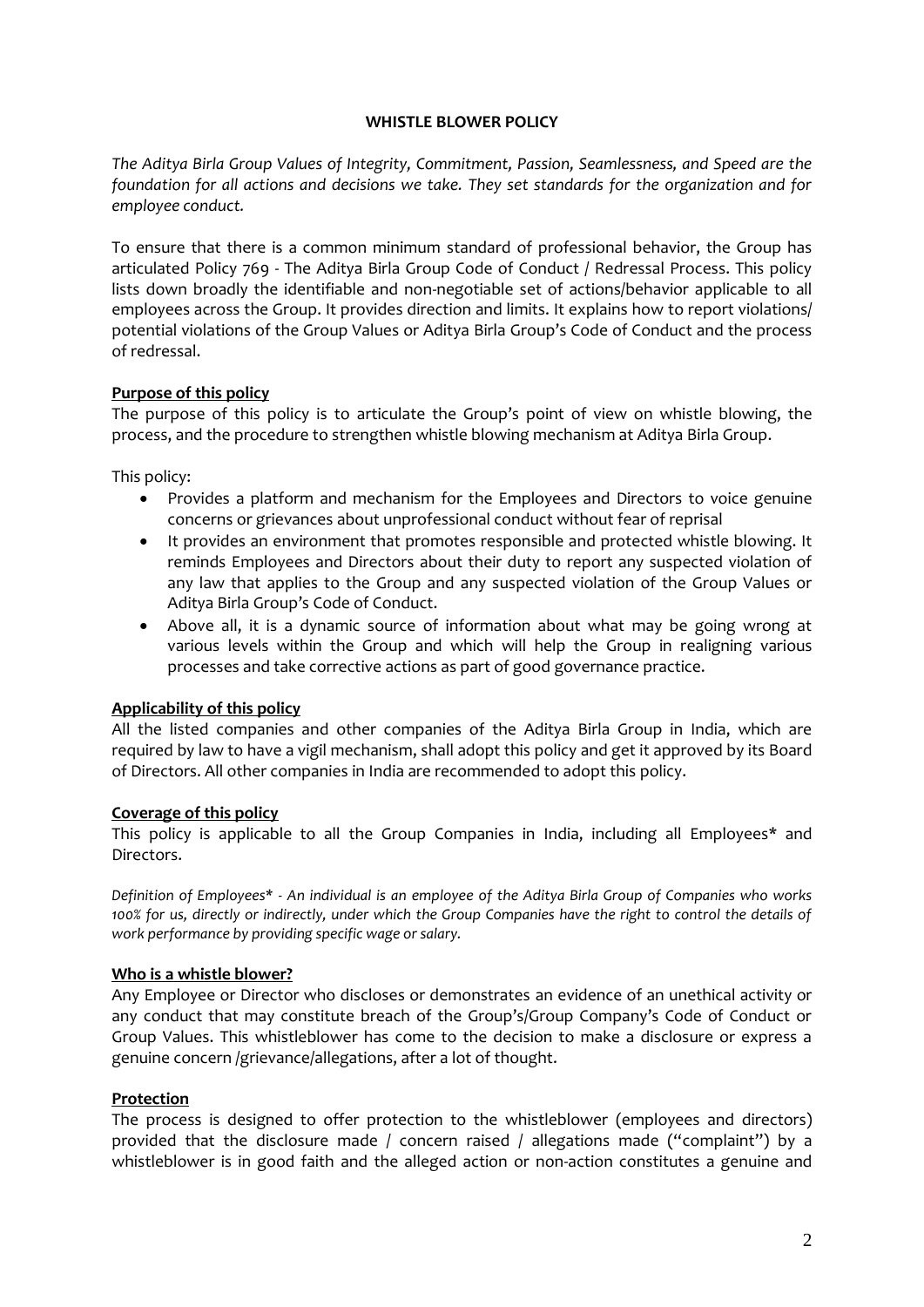**WHISTLE BLOWER POLICY**

*The Aditya Birla Group Values of Integrity, Commitment, Passion, Seamlessness, and Speed are the foundation for all actions and decisions we take. They set standards for the organization and for employee conduct.*

To ensure that there is a common minimum standard of professional behavior, the Group has articulated Policy 769 - The Aditya Birla Group Code of Conduct / Redressal Process. This policy lists down broadly the identifiable and non-negotiable set of actions/behavior applicable to all employees across the Group. It provides direction and limits. It explains how to report violations/ potential violations of the Group Values or Aditya Birla Group's Code of Conduct and the process of redressal.

**Purpose of this policy**

The purpose of this policy is to articulate the Group's point of view on whistle blowing, the process, and the procedure to strengthen whistle blowing mechanism at Aditya Birla Group.

This policy:

- Provides a platform and mechanism for the Employees and Directors to voice genuine concerns or grievances about unprofessional conduct without fear of reprisal
- It provides an environment that promotes responsible and protected whistle blowing. It reminds Employees and Directors about their duty to report any suspected violation of any law that applies to the Group and any suspected violation of the Group Values or Aditya Birla Group's Code of Conduct.
- Above all, it is a dynamic source of information about what may be going wrong at various levels within the Group and which will help the Group in realigning various processes and take corrective actions as part of good governance practice.

**Applicability of this policy**

All the listed companies and other companies of the Aditya Birla Group in India, which are required by law to have a vigil mechanism, shall adopt this policy and get it approved by its Board of Directors. All other companies in India are recommended to adopt this policy.

**Coverage of this policy**

This policy is applicable to all the Group Companies in India, including all Employees* and Directors.

*Definition of Employees* - An individual is an employee of the Aditya Birla Group of Companies who works 100% for us, directly or indirectly, under which the Group Companies have the right to control the details of work performance by providing specific wage or salary.*

**Who is a whistle blower?**

Any Employee or Director who discloses or demonstrates an evidence of an unethical activity or any conduct that may constitute breach of the Group's/Group Company's Code of Conduct or Group Values. This whistleblower has come to the decision to make a disclosure or express a genuine concern /grievance/allegations, after a lot of thought.

**Protection**

The process is designed to offer protection to the whistleblower (employees and directors) provided that the disclosure made / concern raised / allegations made ("complaint") by a whistleblower is in good faith and the alleged action or non-action constitutes a genuine and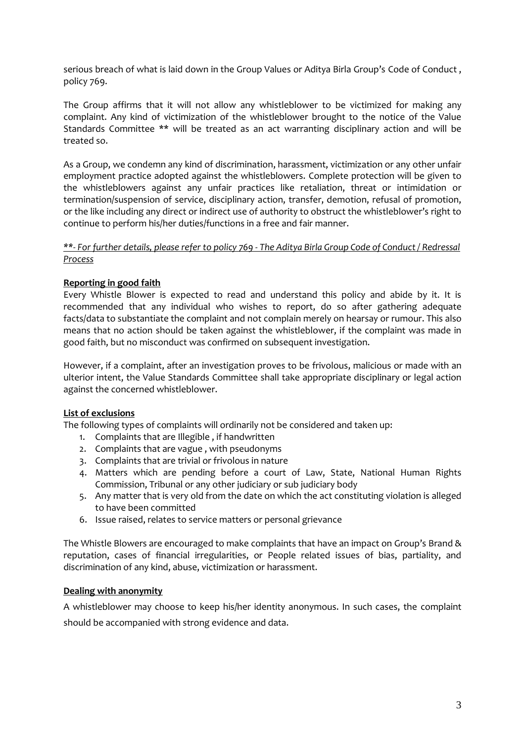serious breach of what is laid down in the Group Values or Aditya Birla Group's Code of Conduct , policy 769.

The Group affirms that it will not allow any whistleblower to be victimized for making any complaint. Any kind of victimization of the whistleblower brought to the notice of the Value Standards Committee ** will be treated as an act warranting disciplinary action and will be treated so.

As a Group, we condemn any kind of discrimination, harassment, victimization or any other unfair employment practice adopted against the whistleblowers. Complete protection will be given to the whistleblowers against any unfair practices like retaliation, threat or intimidation or termination/suspension of service, disciplinary action, transfer, demotion, refusal of promotion, or the like including any direct or indirect use of authority to obstruct the whistleblower's right to continue to perform his/her duties/functions in a free and fair manner.

*<u>**- For further details, please refer to policy 769 - The Aditya Birla Group Code of Conduct / Redressal Process</u>*

**<u>Reporting in good faith</u>**

Every Whistle Blower is expected to read and understand this policy and abide by it. It is recommended that any individual who wishes to report, do so after gathering adequate facts/data to substantiate the complaint and not complain merely on hearsay or rumour. This also means that no action should be taken against the whistleblower, if the complaint was made in good faith, but no misconduct was confirmed on subsequent investigation.

However, if a complaint, after an investigation proves to be frivolous, malicious or made with an ulterior intent, the Value Standards Committee shall take appropriate disciplinary or legal action against the concerned whistleblower.

**<u>List of exclusions</u>**

The following types of complaints will ordinarily not be considered and taken up:

1. Complaints that are Illegible , if handwritten
2. Complaints that are vague , with pseudonyms
3. Complaints that are trivial or frivolous in nature
4. Matters which are pending before a court of Law, State, National Human Rights Commission, Tribunal or any other judiciary or sub judiciary body
5. Any matter that is very old from the date on which the act constituting violation is alleged to have been committed
6. Issue raised, relates to service matters or personal grievance

The Whistle Blowers are encouraged to make complaints that have an impact on Group's Brand & reputation, cases of financial irregularities, or People related issues of bias, partiality, and discrimination of any kind, abuse, victimization or harassment.

**<u>Dealing with anonymity</u>**

A whistleblower may choose to keep his/her identity anonymous. In such cases, the complaint should be accompanied with strong evidence and data.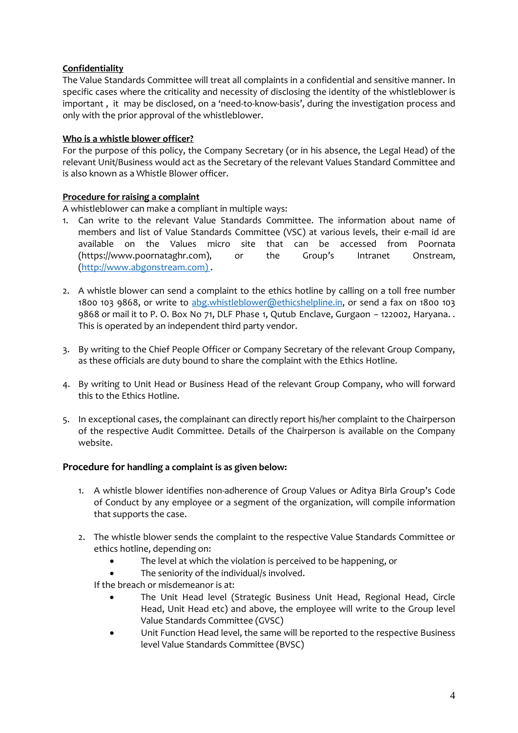**Confidentiality**

The Value Standards Committee will treat all complaints in a confidential and sensitive manner. In specific cases where the criticality and necessity of disclosing the identity of the whistleblower is important , it may be disclosed, on a 'need-to-know-basis', during the investigation process and only with the prior approval of the whistleblower.

**Who is a whistle blower officer?**

For the purpose of this policy, the Company Secretary (or in his absence, the Legal Head) of the relevant Unit/Business would act as the Secretary of the relevant Values Standard Committee and is also known as a Whistle Blower officer.

**Procedure for raising a complaint**

A whistleblower can make a compliant in multiple ways:

1. Can write to the relevant Value Standards Committee. The information about name of members and list of Value Standards Committee (VSC) at various levels, their e-mail id are available on the Values micro site that can be accessed from Poornata (https://www.poornataghr.com), or the Group's Intranet Onstream, (http://www.abgonstream.com) .

2. A whistle blower can send a complaint to the ethics hotline by calling on a toll free number 1800 103 9868, or write to abg.whistleblower@ethicshelpline.in, or send a fax on 1800 103 9868 or mail it to P. O. Box No 71, DLF Phase 1, Qutub Enclave, Gurgaon – 122002, Haryana. . This is operated by an independent third party vendor.

3. By writing to the Chief People Officer or Company Secretary of the relevant Group Company, as these officials are duty bound to share the complaint with the Ethics Hotline.

4. By writing to Unit Head or Business Head of the relevant Group Company, who will forward this to the Ethics Hotline.

5. In exceptional cases, the complainant can directly report his/her complaint to the Chairperson of the respective Audit Committee. Details of the Chairperson is available on the Company website.

**Procedure for handling a complaint is as given below:**

1. A whistle blower identifies non-adherence of Group Values or Aditya Birla Group's Code of Conduct by any employee or a segment of the organization, will compile information that supports the case.

2. The whistle blower sends the complaint to the respective Value Standards Committee or ethics hotline, depending on:
   - The level at which the violation is perceived to be happening, or
   - The seniority of the individual/s involved.

   If the breach or misdemeanor is at:
   - The Unit Head level (Strategic Business Unit Head, Regional Head, Circle Head, Unit Head etc) and above, the employee will write to the Group level Value Standards Committee (GVSC)
   - Unit Function Head level, the same will be reported to the respective Business level Value Standards Committee (BVSC)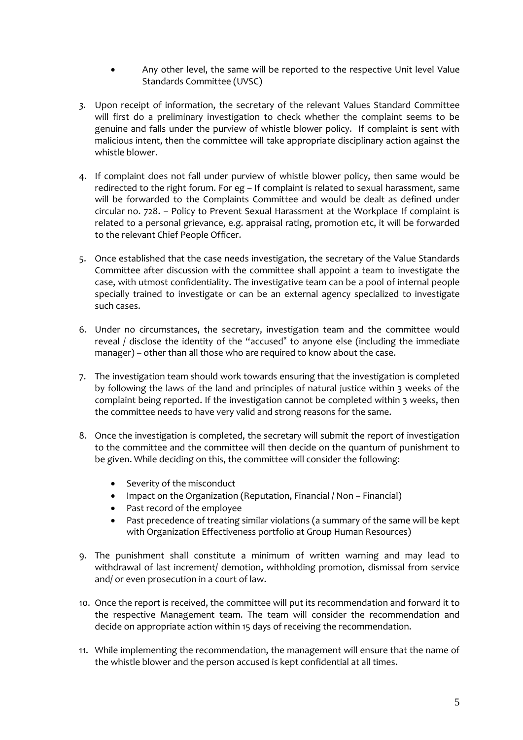- Any other level, the same will be reported to the respective Unit level Value Standards Committee (UVSC)

3. Upon receipt of information, the secretary of the relevant Values Standard Committee will first do a preliminary investigation to check whether the complaint seems to be genuine and falls under the purview of whistle blower policy. If complaint is sent with malicious intent, then the committee will take appropriate disciplinary action against the whistle blower.

4. If complaint does not fall under purview of whistle blower policy, then same would be redirected to the right forum. For eg – If complaint is related to sexual harassment, same will be forwarded to the Complaints Committee and would be dealt as defined under circular no. 728. – Policy to Prevent Sexual Harassment at the Workplace If complaint is related to a personal grievance, e.g. appraisal rating, promotion etc, it will be forwarded to the relevant Chief People Officer.

5. Once established that the case needs investigation, the secretary of the Value Standards Committee after discussion with the committee shall appoint a team to investigate the case, with utmost confidentiality. The investigative team can be a pool of internal people specially trained to investigate or can be an external agency specialized to investigate such cases.

6. Under no circumstances, the secretary, investigation team and the committee would reveal / disclose the identity of the "accused" to anyone else (including the immediate manager) – other than all those who are required to know about the case.

7. The investigation team should work towards ensuring that the investigation is completed by following the laws of the land and principles of natural justice within 3 weeks of the complaint being reported. If the investigation cannot be completed within 3 weeks, then the committee needs to have very valid and strong reasons for the same.

8. Once the investigation is completed, the secretary will submit the report of investigation to the committee and the committee will then decide on the quantum of punishment to be given. While deciding on this, the committee will consider the following:

    - Severity of the misconduct
    - Impact on the Organization (Reputation, Financial / Non – Financial)
    - Past record of the employee
    - Past precedence of treating similar violations (a summary of the same will be kept with Organization Effectiveness portfolio at Group Human Resources)

9. The punishment shall constitute a minimum of written warning and may lead to withdrawal of last increment/ demotion, withholding promotion, dismissal from service and/ or even prosecution in a court of law.

10. Once the report is received, the committee will put its recommendation and forward it to the respective Management team. The team will consider the recommendation and decide on appropriate action within 15 days of receiving the recommendation.

11. While implementing the recommendation, the management will ensure that the name of the whistle blower and the person accused is kept confidential at all times.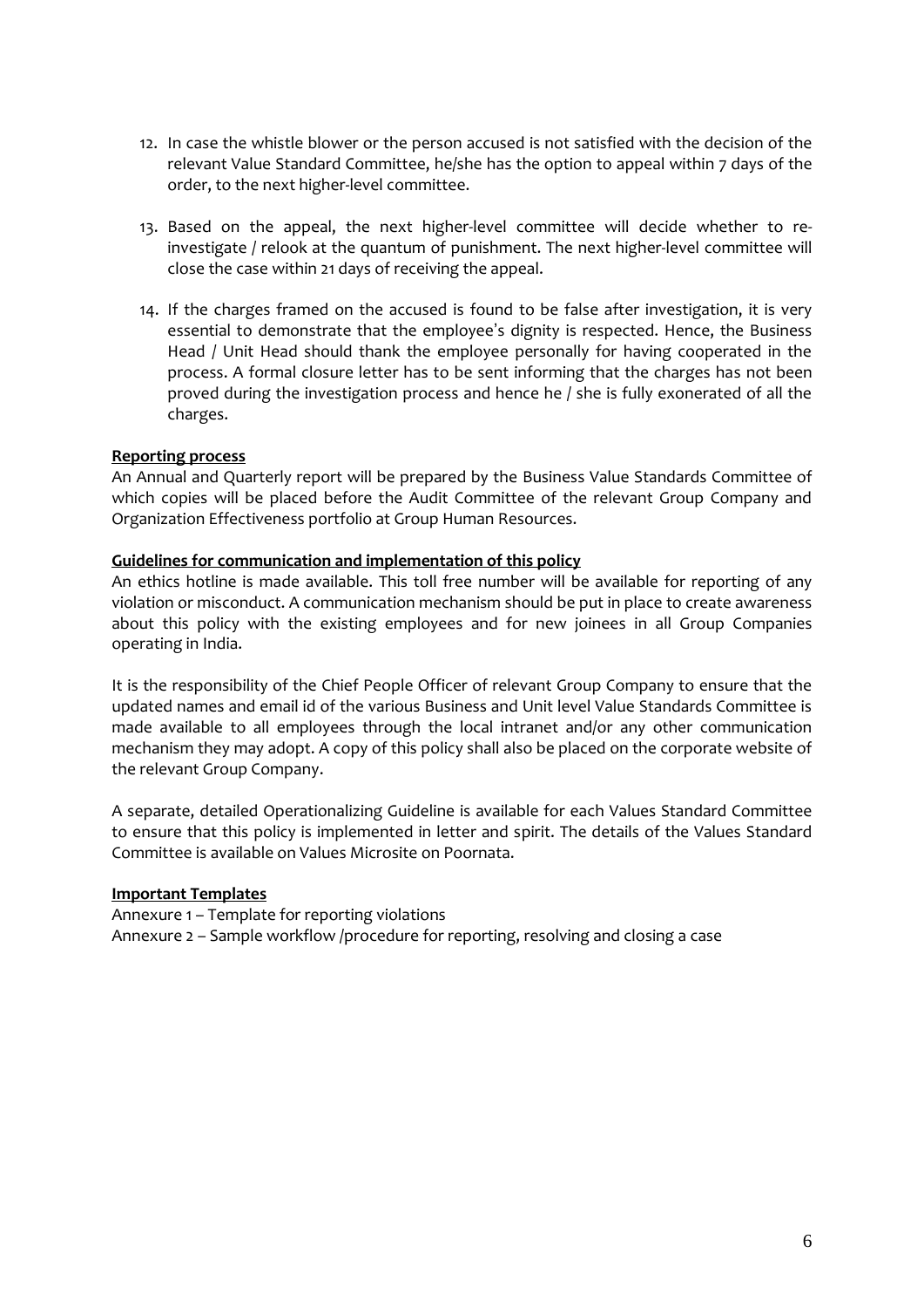12. In case the whistle blower or the person accused is not satisfied with the decision of the relevant Value Standard Committee, he/she has the option to appeal within 7 days of the order, to the next higher-level committee.

13. Based on the appeal, the next higher-level committee will decide whether to re-investigate / relook at the quantum of punishment. The next higher-level committee will close the case within 21 days of receiving the appeal.

14. If the charges framed on the accused is found to be false after investigation, it is very essential to demonstrate that the employee's dignity is respected. Hence, the Business Head / Unit Head should thank the employee personally for having cooperated in the process. A formal closure letter has to be sent informing that the charges has not been proved during the investigation process and hence he / she is fully exonerated of all the charges.

**Reporting process**

An Annual and Quarterly report will be prepared by the Business Value Standards Committee of which copies will be placed before the Audit Committee of the relevant Group Company and Organization Effectiveness portfolio at Group Human Resources.

**Guidelines for communication and implementation of this policy**

An ethics hotline is made available. This toll free number will be available for reporting of any violation or misconduct. A communication mechanism should be put in place to create awareness about this policy with the existing employees and for new joinees in all Group Companies operating in India.

It is the responsibility of the Chief People Officer of relevant Group Company to ensure that the updated names and email id of the various Business and Unit level Value Standards Committee is made available to all employees through the local intranet and/or any other communication mechanism they may adopt. A copy of this policy shall also be placed on the corporate website of the relevant Group Company.

A separate, detailed Operationalizing Guideline is available for each Values Standard Committee to ensure that this policy is implemented in letter and spirit. The details of the Values Standard Committee is available on Values Microsite on Poornata.

**Important Templates**

Annexure 1 – Template for reporting violations
Annexure 2 – Sample workflow /procedure for reporting, resolving and closing a case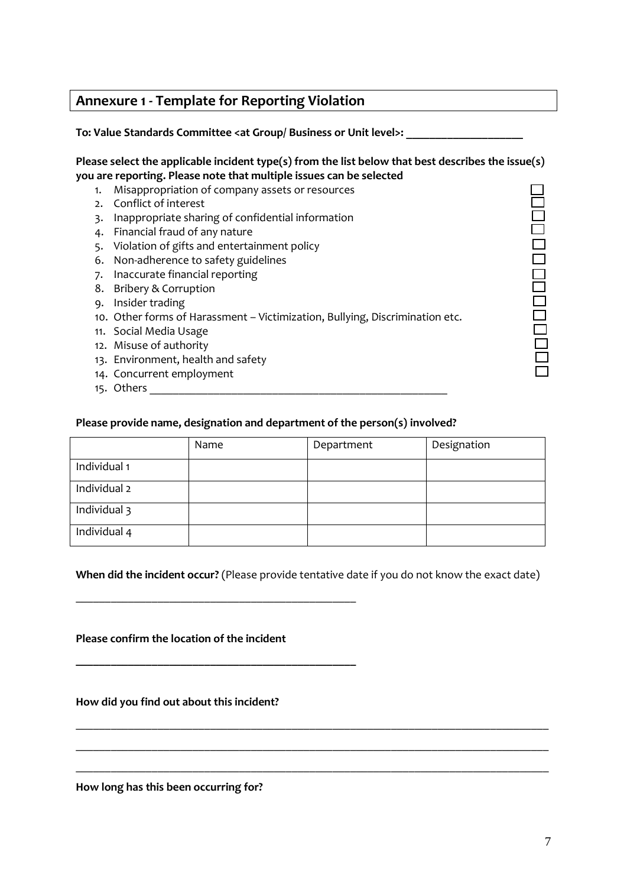## Annexure 1 - Template for Reporting Violation

**To: Value Standards Committee <at Group/ Business or Unit level>: ____________________**

**Please select the applicable incident type(s) from the list below that best describes the issue(s) you are reporting. Please note that multiple issues can be selected**

1. Misappropriation of company assets or resources ☐
2. Conflict of interest ☐
3. Inappropriate sharing of confidential information ☐
4. Financial fraud of any nature ☐
5. Violation of gifts and entertainment policy ☐
6. Non-adherence to safety guidelines ☐
7. Inaccurate financial reporting ☐
8. Bribery & Corruption ☐
9. Insider trading ☐
10. Other forms of Harassment – Victimization, Bullying, Discrimination etc. ☐
11. Social Media Usage ☐
12. Misuse of authority ☐
13. Environment, health and safety ☐
14. Concurrent employment ☐
15. Others ____________________________________________________

**Please provide name, designation and department of the person(s) involved?**

| | Name | Department | Designation |
|---|---|---|---|
| Individual 1 | | | |
| Individual 2 | | | |
| Individual 3 | | | |
| Individual 4 | | | |

**When did the incident occur?** (Please provide tentative date if you do not know the exact date)

_______________________________________________

**Please confirm the location of the incident**

_______________________________________________

**How did you find out about this incident?**

_______________________________________________________________________________

_______________________________________________________________________________

_______________________________________________________________________________

**How long has this been occurring for?**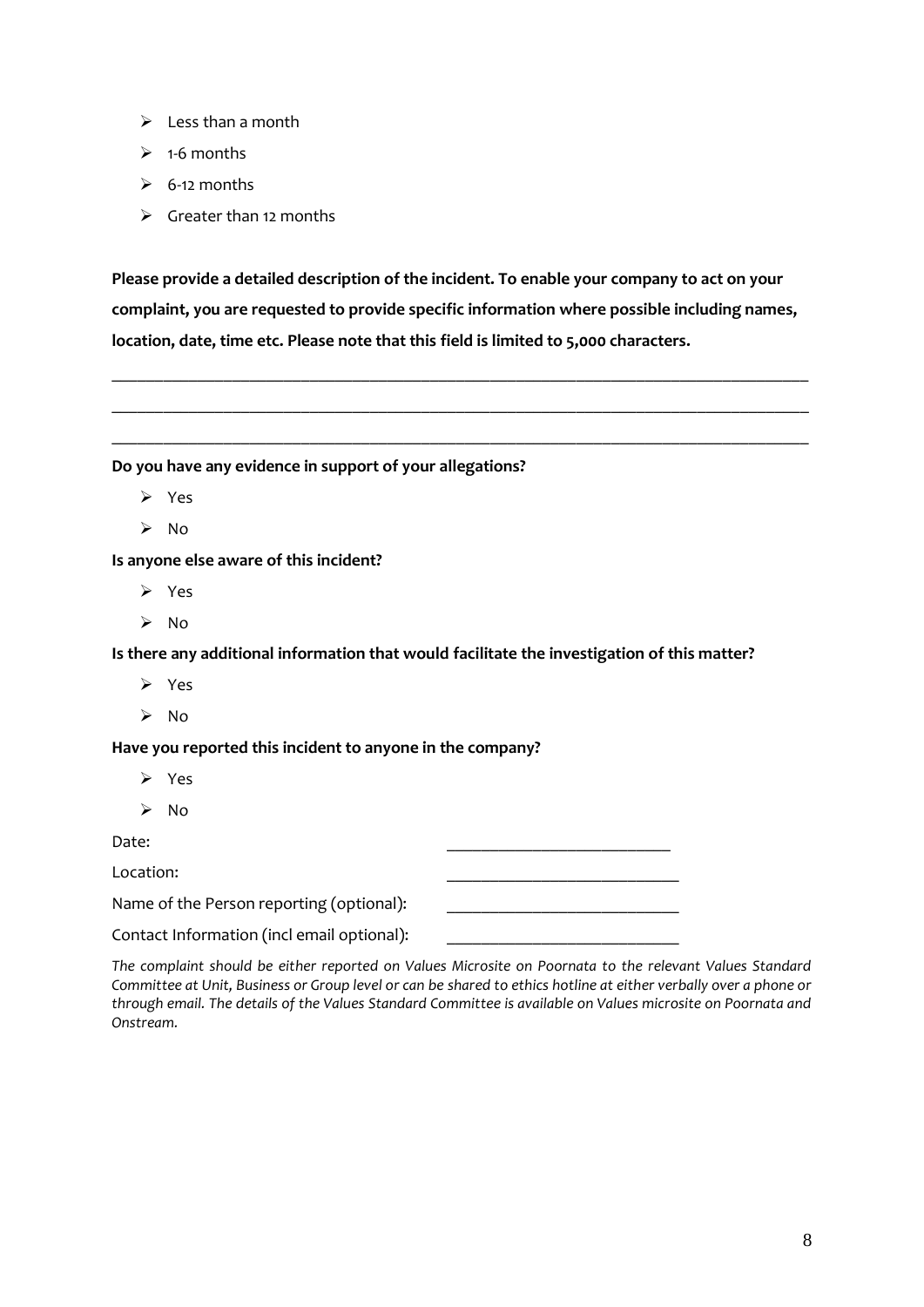- Less than a month
- 1-6 months
- 6-12 months
- Greater than 12 months

**Please provide a detailed description of the incident. To enable your company to act on your complaint, you are requested to provide specific information where possible including names, location, date, time etc. Please note that this field is limited to 5,000 characters.**

\_\_\_\_\_\_\_\_\_\_\_\_\_\_\_\_\_\_\_\_\_\_\_\_\_\_\_\_\_\_\_\_\_\_\_\_\_\_\_\_\_\_\_\_\_\_\_\_\_\_\_\_\_\_\_\_\_\_\_\_\_\_\_\_\_\_\_\_\_\_\_\_\_\_\_\_\_\_

\_\_\_\_\_\_\_\_\_\_\_\_\_\_\_\_\_\_\_\_\_\_\_\_\_\_\_\_\_\_\_\_\_\_\_\_\_\_\_\_\_\_\_\_\_\_\_\_\_\_\_\_\_\_\_\_\_\_\_\_\_\_\_\_\_\_\_\_\_\_\_\_\_\_\_\_\_\_

\_\_\_\_\_\_\_\_\_\_\_\_\_\_\_\_\_\_\_\_\_\_\_\_\_\_\_\_\_\_\_\_\_\_\_\_\_\_\_\_\_\_\_\_\_\_\_\_\_\_\_\_\_\_\_\_\_\_\_\_\_\_\_\_\_\_\_\_\_\_\_\_\_\_\_\_\_\_

**Do you have any evidence in support of your allegations?**

- Yes
- No

**Is anyone else aware of this incident?**

- Yes
- No

**Is there any additional information that would facilitate the investigation of this matter?**

- Yes
- No

**Have you reported this incident to anyone in the company?**

- Yes
- No

Date: \_\_\_\_\_\_\_\_\_\_\_\_\_\_\_\_\_\_\_\_\_\_\_\_\_\_\_\_

Location: \_\_\_\_\_\_\_\_\_\_\_\_\_\_\_\_\_\_\_\_\_\_\_\_\_\_\_\_

Name of the Person reporting (optional): \_\_\_\_\_\_\_\_\_\_\_\_\_\_\_\_\_\_\_\_\_\_\_\_\_\_\_\_

Contact Information (incl email optional): \_\_\_\_\_\_\_\_\_\_\_\_\_\_\_\_\_\_\_\_\_\_\_\_\_\_\_\_

*The complaint should be either reported on Values Microsite on Poornata to the relevant Values Standard Committee at Unit, Business or Group level or can be shared to ethics hotline at either verbally over a phone or through email. The details of the Values Standard Committee is available on Values microsite on Poornata and Onstream.*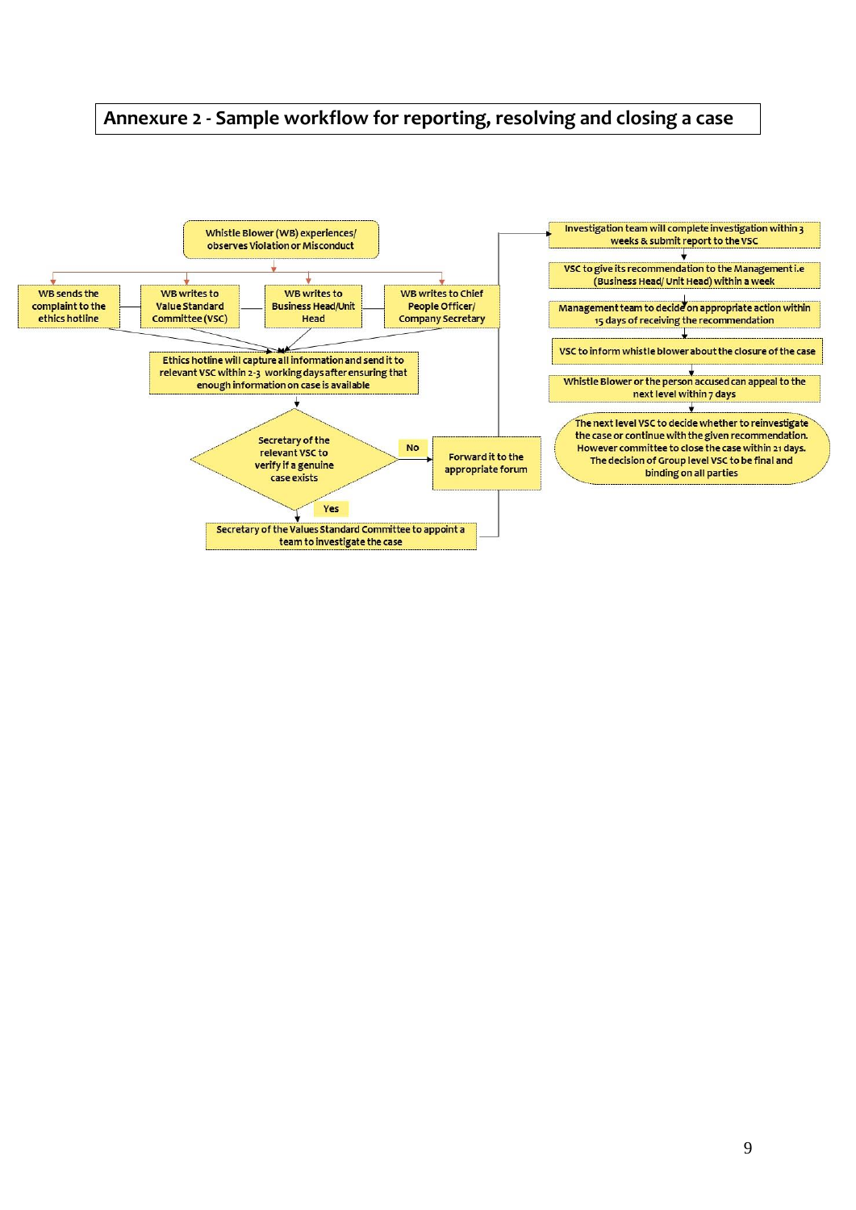# Annexure 2 - Sample workflow for reporting, resolving and closing a case

Whistle Blower (WB) experiences/ observes Violation or Misconduct

WB sends the complaint to the ethics hotline

WB writes to Value Standard Committee (VSC)

WB writes to Business Head/Unit Head

WB writes to Chief People Officer/ Company Secretary

Ethics hotline will capture all information and send it to relevant VSC within 2-3 working days after ensuring that enough information on case is available

Secretary of the relevant VSC to verify if a genuine case exists

No

Forward it to the appropriate forum

Yes

Secretary of the Values Standard Committee to appoint a team to investigate the case

Investigation team will complete investigation within 3 weeks & submit report to the VSC

VSC to give its recommendation to the Management i.e (Business Head/ Unit Head) within a week

Management team to decide on appropriate action within 15 days of receiving the recommendation

VSC to inform whistle blower about the closure of the case

Whistle Blower or the person accused can appeal to the next level within 7 days

The next level VSC to decide whether to reinvestigate the case or continue with the given recommendation. However committee to close the case within 21 days. The decision of Group level VSC to be final and binding on all parties